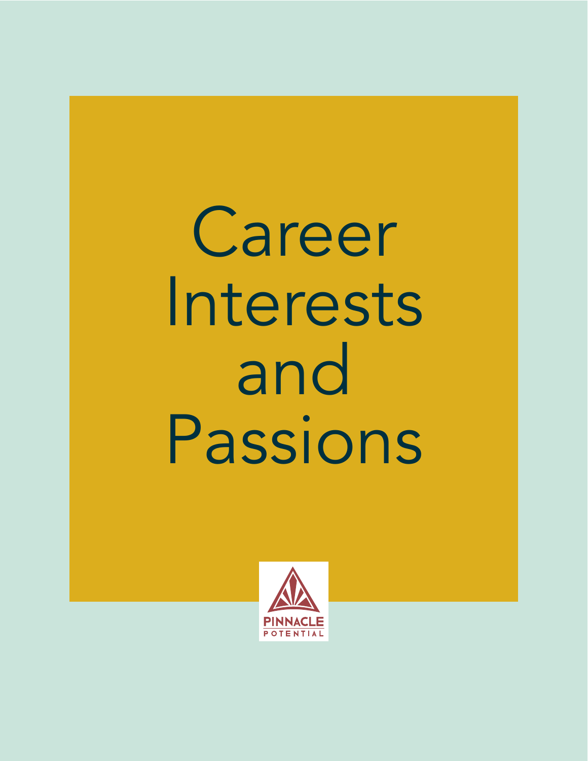# Career Interests and Passions

PINNACLE POTENTIAL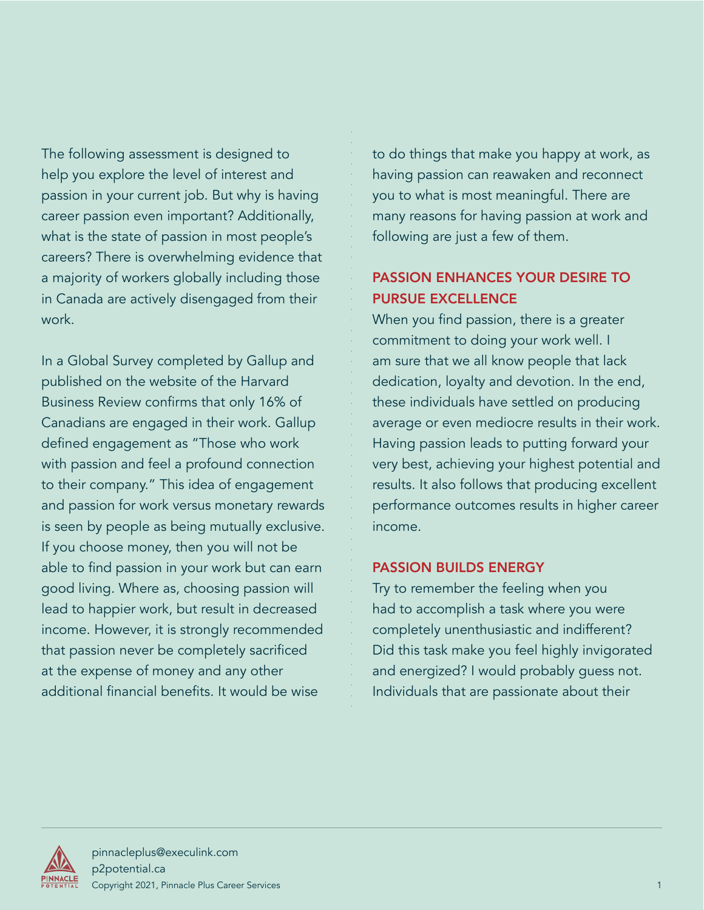The following assessment is designed to help you explore the level of interest and passion in your current job. But why is having career passion even important? Additionally, what is the state of passion in most people's careers? There is overwhelming evidence that a majority of workers globally including those in Canada are actively disengaged from their work.

In a Global Survey completed by Gallup and published on the website of the Harvard Business Review confirms that only 16% of Canadians are engaged in their work. Gallup defined engagement as "Those who work with passion and feel a profound connection to their company." This idea of engagement and passion for work versus monetary rewards is seen by people as being mutually exclusive. If you choose money, then you will not be able to find passion in your work but can earn good living. Where as, choosing passion will lead to happier work, but result in decreased income. However, it is strongly recommended that passion never be completely sacrificed at the expense of money and any other additional financial benefits. It would be wise to do things that make you happy at work, as having passion can reawaken and reconnect you to what is most meaningful. There are many reasons for having passion at work and following are just a few of them.

## PASSION ENHANCES YOUR DESIRE TO PURSUE EXCELLENCE

When you find passion, there is a greater commitment to doing your work well. I am sure that we all know people that lack dedication, loyalty and devotion. In the end, these individuals have settled on producing average or even mediocre results in their work. Having passion leads to putting forward your very best, achieving your highest potential and results. It also follows that producing excellent performance outcomes results in higher career income.

## PASSION BUILDS ENERGY

Try to remember the feeling when you had to accomplish a task where you were completely unenthusiastic and indifferent? Did this task make you feel highly invigorated and energized? I would probably guess not. Individuals that are passionate about their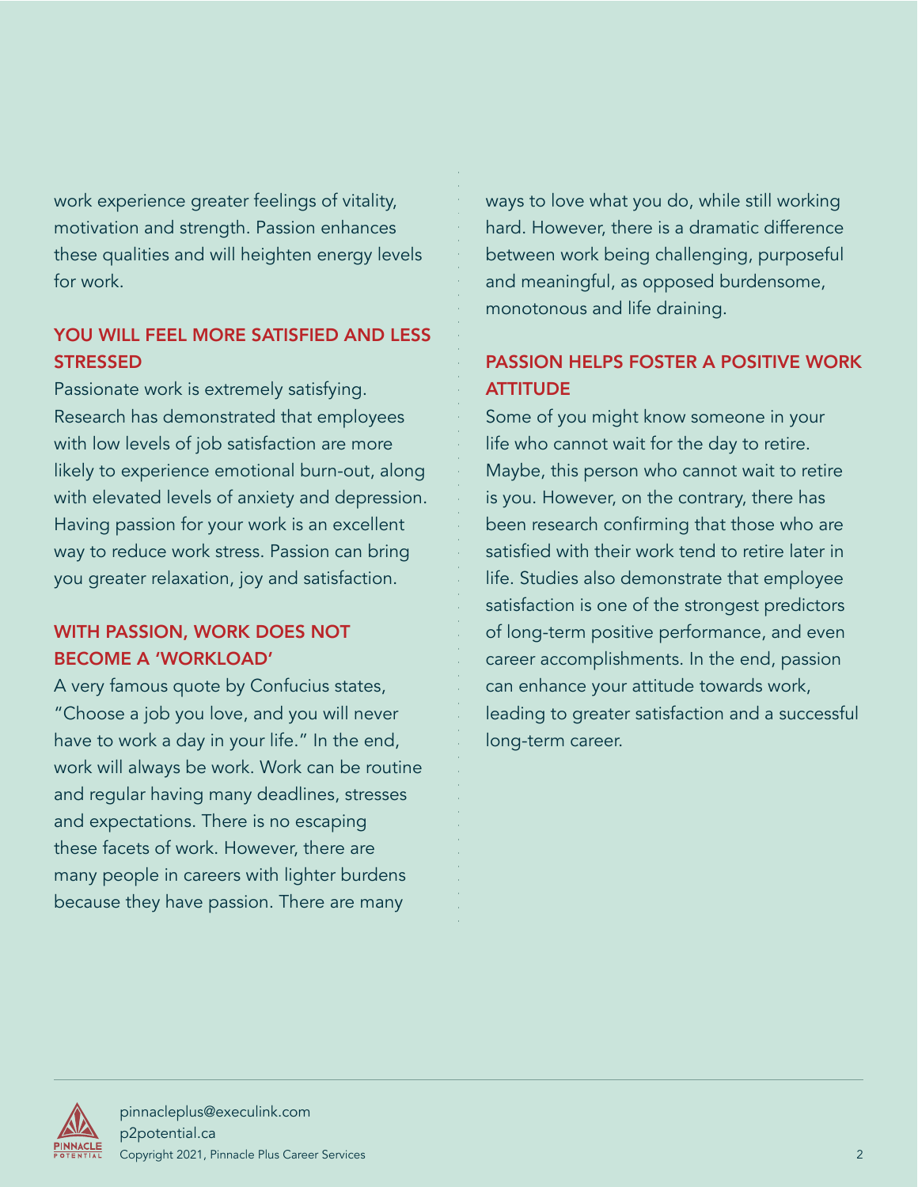work experience greater feelings of vitality, motivation and strength. Passion enhances these qualities and will heighten energy levels for work.

## YOU WILL FEEL MORE SATISFIED AND LESS STRESSED

Passionate work is extremely satisfying. Research has demonstrated that employees with low levels of job satisfaction are more likely to experience emotional burn-out, along with elevated levels of anxiety and depression. Having passion for your work is an excellent way to reduce work stress. Passion can bring you greater relaxation, joy and satisfaction.

## WITH PASSION, WORK DOES NOT BECOME A 'WORKLOAD'

A very famous quote by Confucius states, "Choose a job you love, and you will never have to work a day in your life." In the end, work will always be work. Work can be routine and regular having many deadlines, stresses and expectations. There is no escaping these facets of work. However, there are many people in careers with lighter burdens because they have passion. There are many ways to love what you do, while still working hard. However, there is a dramatic difference between work being challenging, purposeful and meaningful, as opposed burdensome, monotonous and life draining.

## PASSION HELPS FOSTER A POSITIVE WORK ATTITUDE

Some of you might know someone in your life who cannot wait for the day to retire. Maybe, this person who cannot wait to retire is you. However, on the contrary, there has been research confirming that those who are satisfied with their work tend to retire later in life. Studies also demonstrate that employee satisfaction is one of the strongest predictors of long-term positive performance, and even career accomplishments. In the end, passion can enhance your attitude towards work, leading to greater satisfaction and a successful long-term career.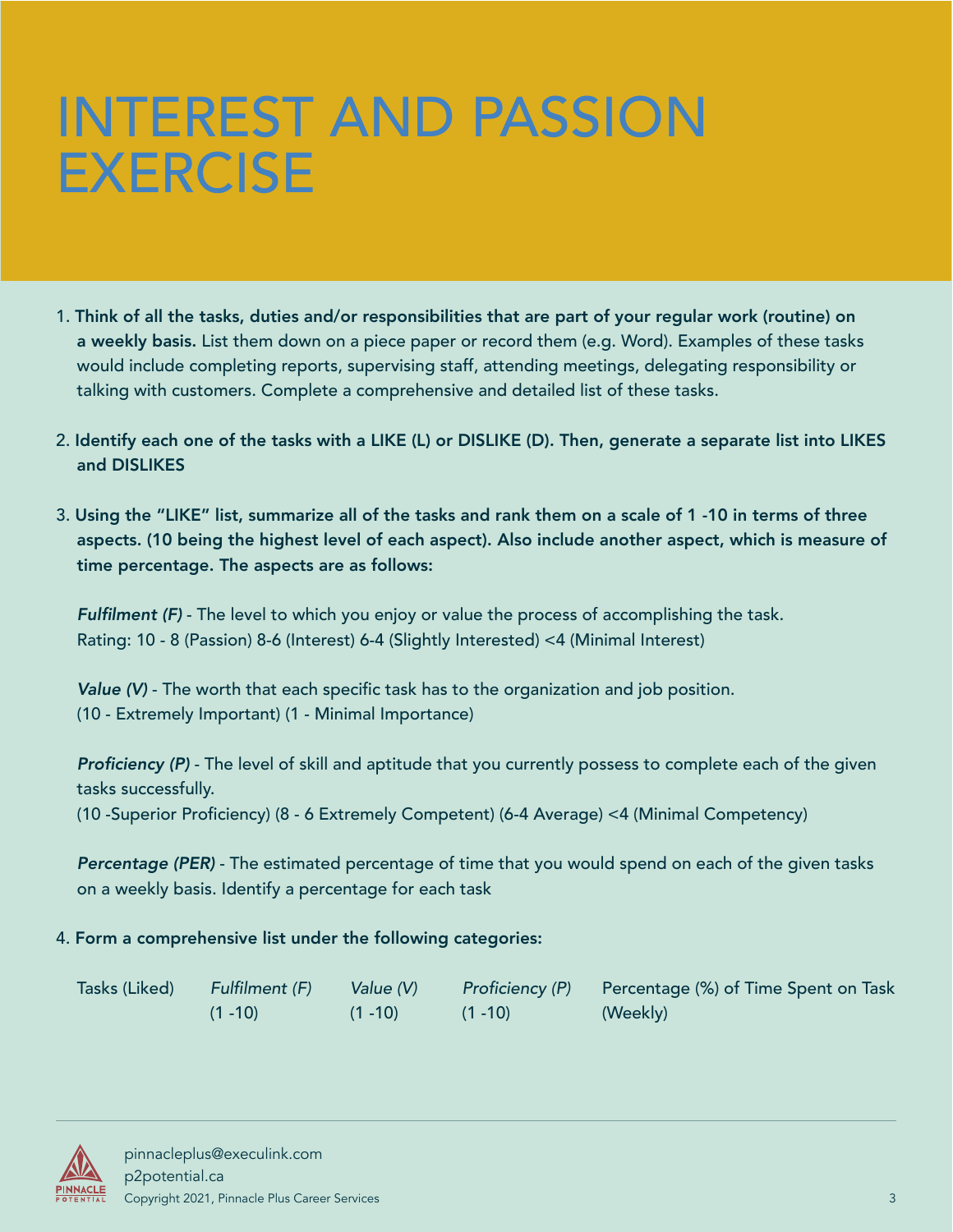# INTEREST AND PASSION EXERCISE

1. **Think of all the tasks, duties and/or responsibilities that are part of your regular work (routine) on a weekly basis.** List them down on a piece paper or record them (e.g. Word). Examples of these tasks would include completing reports, supervising staff, attending meetings, delegating responsibility or talking with customers. Complete a comprehensive and detailed list of these tasks.

2. **Identify each one of the tasks with a LIKE (L) or DISLIKE (D). Then, generate a separate list into LIKES and DISLIKES**

3. **Using the "LIKE" list, summarize all of the tasks and rank them on a scale of 1 -10 in terms of three aspects. (10 being the highest level of each aspect). Also include another aspect, which is measure of time percentage. The aspects are as follows:**

   ***Fulfilment (F)*** - The level to which you enjoy or value the process of accomplishing the task.
   Rating: 10 - 8 (Passion) 8-6 (Interest) 6-4 (Slightly Interested) <4 (Minimal Interest)

   ***Value (V)*** - The worth that each specific task has to the organization and job position.
   (10 - Extremely Important) (1 - Minimal Importance)

   ***Proficiency (P)*** - The level of skill and aptitude that you currently possess to complete each of the given tasks successfully.
   (10 -Superior Proficiency) (8 - 6 Extremely Competent) (6-4 Average) <4 (Minimal Competency)

   ***Percentage (PER)*** - The estimated percentage of time that you would spend on each of the given tasks on a weekly basis. Identify a percentage for each task

4. **Form a comprehensive list under the following categories:**

| Tasks (Liked) | *Fulfilment (F)* (1 -10) | *Value (V)* (1 -10) | *Proficiency (P)* (1 -10) | Percentage (%) of Time Spent on Task (Weekly) |
|---|---|---|---|---|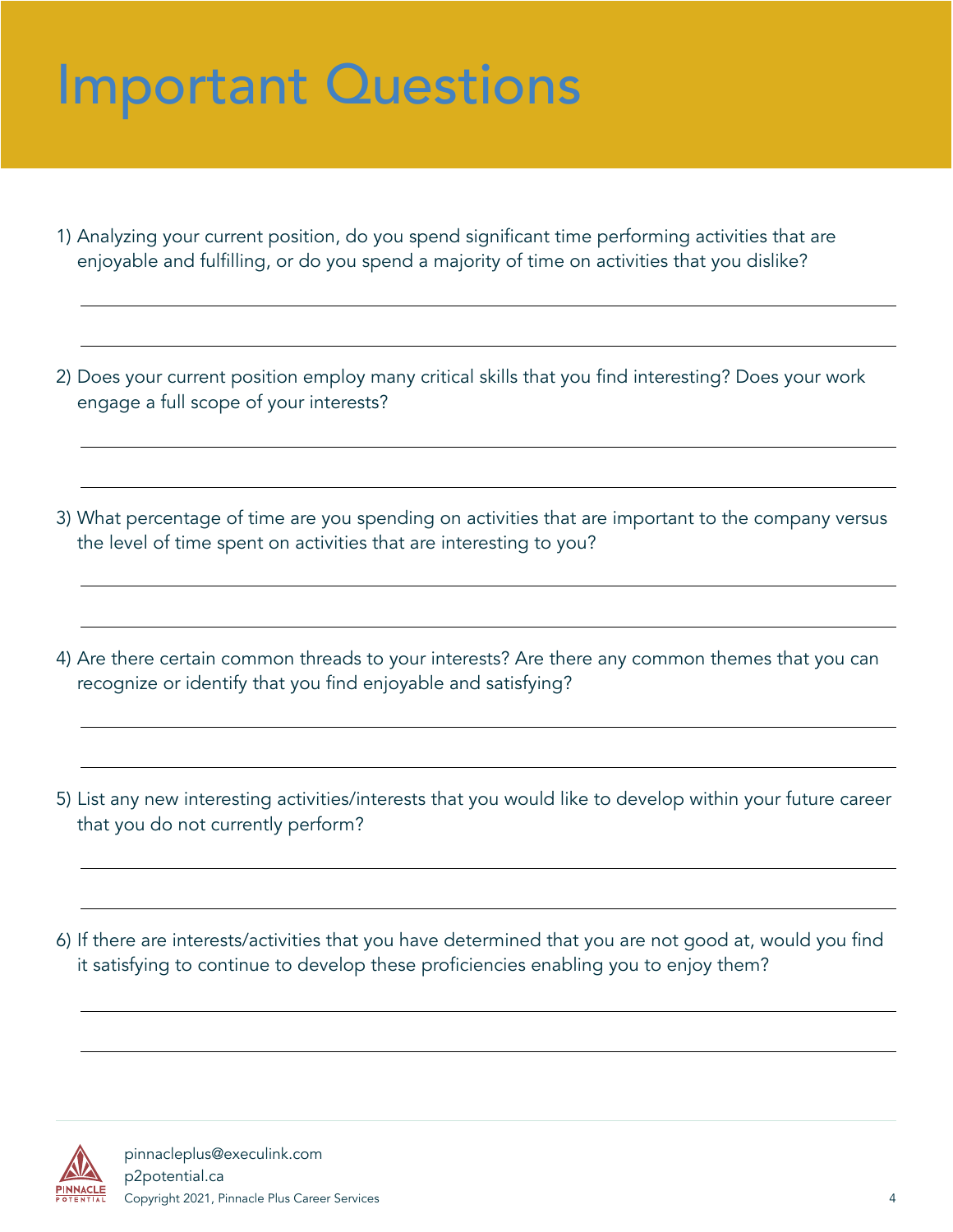# Important Questions

1) Analyzing your current position, do you spend significant time performing activities that are enjoyable and fulfilling, or do you spend a majority of time on activities that you dislike?

2) Does your current position employ many critical skills that you find interesting? Does your work engage a full scope of your interests?

3) What percentage of time are you spending on activities that are important to the company versus the level of time spent on activities that are interesting to you?

4) Are there certain common threads to your interests? Are there any common themes that you can recognize or identify that you find enjoyable and satisfying?

5) List any new interesting activities/interests that you would like to develop within your future career that you do not currently perform?

6) If there are interests/activities that you have determined that you are not good at, would you find it satisfying to continue to develop these proficiencies enabling you to enjoy them?

pinnacleplus@execulink.com
p2potential.ca
Copyright 2021, Pinnacle Plus Career Services